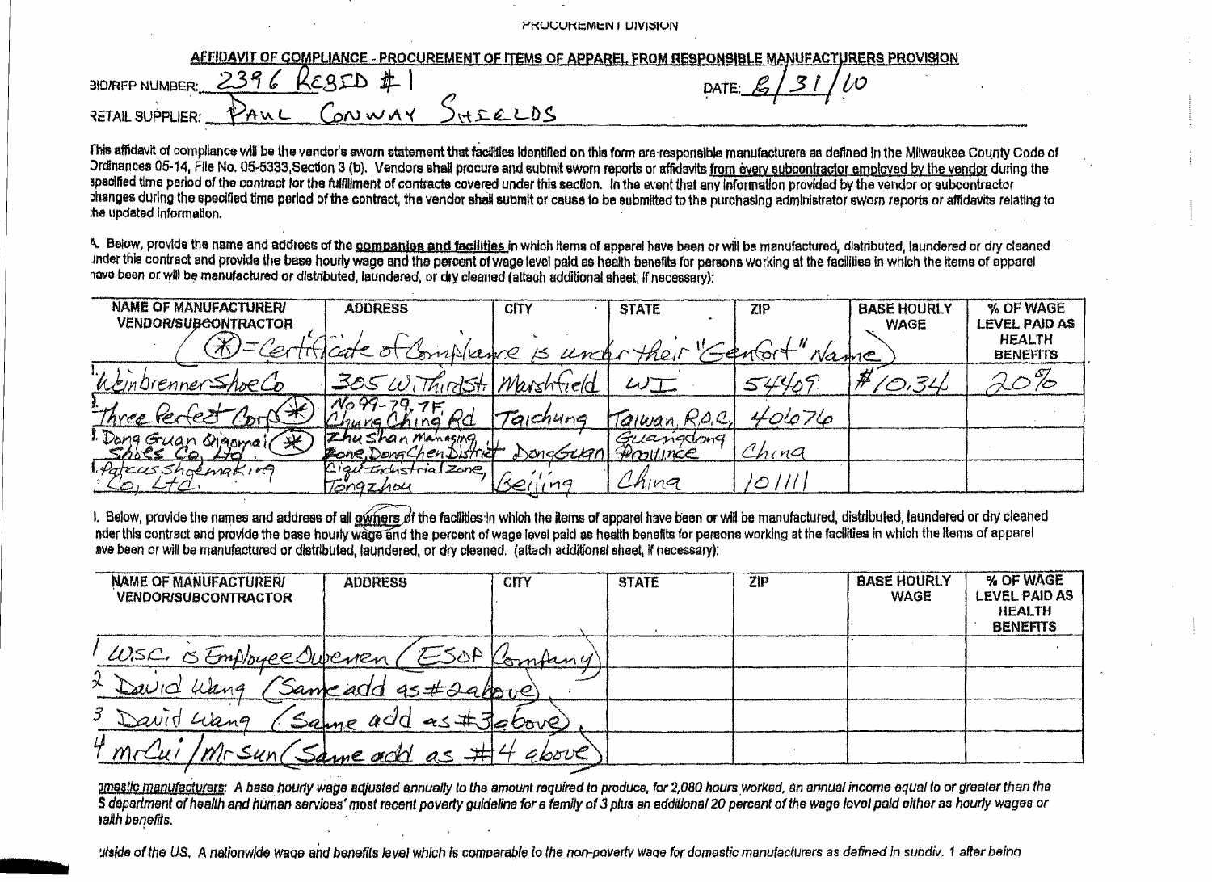PROCUREMENT DIVISION

## AFFIDAVIT OF COMPLIANCE - PROCUREMENT OF ITEMS OF APPAREL FROM RESPONSIBLE MANUFACTURERS PROVISION

BID/RFP NUMBER: 2396 RESBID #1

DATE: 8/31/10

RETAIL SUPPLIER: PAUL CONWAY SHIELDS

This affidavit of compliance will be the vendor's sworn statement that facilities identified on this form are responsible manufacturers as defined in the Milwaukee County Code of Ordinances 05-14, File No. 05-5333, Section 3 (b). Vendors shall procure and submit sworn reports or affidavits from every subcontractor employed by the vendor during the specified time period of the contract for the fulfillment of contracts covered under this section. In the event that any information provided by the vendor or subcontractor changes during the specified time period of the contract, the vendor shall submit or cause to be submitted to the purchasing administrator sworn reports or affidavits relating to the updated information.

A. Below, provide the name and address of the companies and facilities in which items of apparel have been or will be manufactured, distributed, laundered or dry cleaned under this contract and provide the base hourly wage and the percent of wage level paid as health benefits for persons working at the facilities in which the items of apparel have been or will be manufactured or distributed, laundered, or dry cleaned (attach additional sheet, if necessary):

| NAME OF MANUFACTURER/ VENDOR/SUBCONTRACTOR | ADDRESS | CITY | STATE | ZIP | BASE HOURLY WAGE | % OF WAGE LEVEL PAID AS HEALTH BENEFITS |
|---|---|---|---|---|---|---|
| (*) = Certificate of Compliance is under their "Genfort" Name | | | | | | |
| 1. Weinbrenner Shoe Co | 305 W. Third St. | Marshfield | WI | 54409 | $10.34 | 20% |
| 2. Three Perfect Corp (*) | No 99-79, 7F Chung Ching Rd | Taichung | Taiwan, R.O.C. | 406076 | | |
| 3. Dong Guan Qiaomai (*) Shoes Co. Ltd. | Zhushan Managing Zone, DongChen District | DongGuan | Guangdong Province | China | | |
| 4. Fotcus Shoemaking Co, Ltd. | Ciqu Industrial Zone, Tongzhou | Beijing | China | 101111 | | |

B. Below, provide the names and address of all owners of the facilities in which the items of apparel have been or will be manufactured, distributed, laundered or dry cleaned under this contract and provide the base hourly wage and the percent of wage level paid as health benefits for persons working at the facilities in which the items of apparel have been or will be manufactured or distributed, laundered, or dry cleaned. (attach additional sheet, if necessary):

| NAME OF MANUFACTURER/ VENDOR/SUBCONTRACTOR | ADDRESS | CITY | STATE | ZIP | BASE HOURLY WAGE | % OF WAGE LEVEL PAID AS HEALTH BENEFITS |
|---|---|---|---|---|---|---|
| 1 WSC. is Employee Owned (ESOP Company) | | | | | | |
| 2 David Wang (Same add as #2 above) | | | | | | |
| 3 David Wang (Same add as #3 above) | | | | | | |
| 4 Mr Cui / Mr Sun (Same add as #4 above) | | | | | | |

Domestic manufacturers: A base hourly wage adjusted annually to the amount required to produce, for 2,080 hours worked, an annual income equal to or greater than the US department of health and human services' most recent poverty guideline for a family of 3 plus an additional 20 percent of the wage level paid either as hourly wages or health benefits.

Outside of the US. A nationwide wage and benefits level which is comparable to the non-poverty wage for domestic manufacturers as defined in subdiv. 1 after being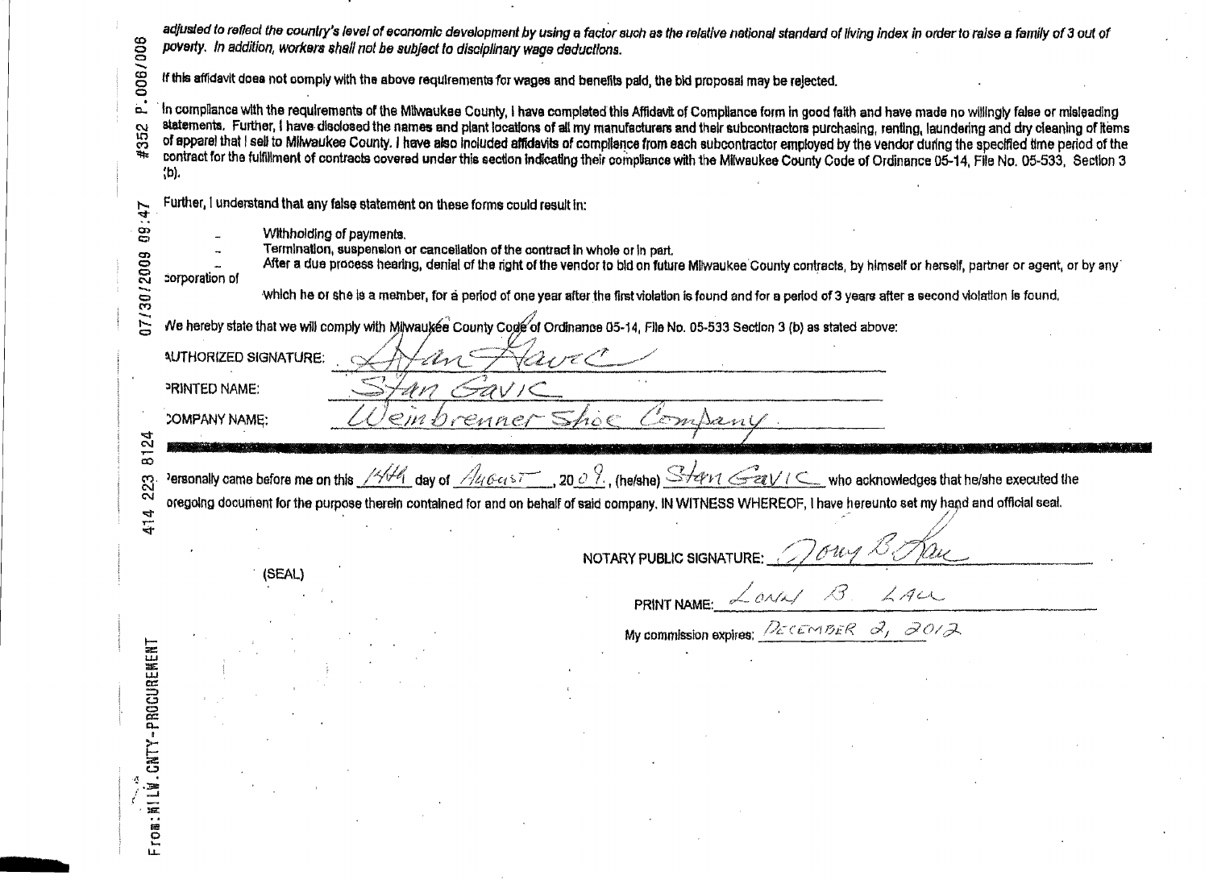*adjusted to reflect the country's level of economic development by using a factor such as the relative national standard of living index in order to raise a family of 3 out of poverty. In addition, workers shall not be subject to disciplinary wage deductions.*

If this affidavit does not comply with the above requirements for wages and benefits paid, the bid proposal may be rejected.

In compliance with the requirements of the Milwaukee County, I have completed this Affidavit of Compliance form in good faith and have made no willingly false or misleading statements. Further, I have disclosed the names and plant locations of all my manufacturers and their subcontractors purchasing, renting, laundering and dry cleaning of items of apparel that I sell to Milwaukee County. I have also included affidavits of compliance from each subcontractor employed by the vendor during the specified time period of the contract for the fulfillment of contracts covered under this section indicating their compliance with the Milwaukee County Code of Ordinance 05-14, File No. 05-533, Section 3 (b).

Further, I understand that any false statement on these forms could result in:

- Withholding of payments.
- Termination, suspension or cancellation of the contract in whole or in part.
- After a due process hearing, denial of the right of the vendor to bid on future Milwaukee County contracts, by himself or herself, partner or agent, or by any corporation of which he or she is a member, for a period of one year after the first violation is found and for a period of 3 years after a second violation is found.

We hereby state that we will comply with Milwaukee County Code of Ordinance 05-14, File No. 05-533 Section 3 (b) as stated above:

AUTHORIZED SIGNATURE: Stan Gavic

PRINTED NAME: Stan Gavic

COMPANY NAME: Weinbrenner Shoe Company

Personally came before me on this 14th day of August, 2009, (he/she) Stan Gavic who acknowledges that he/she executed the foregoing document for the purpose therein contained for and on behalf of said company. IN WITNESS WHEREOF, I have hereunto set my hand and official seal.

(SEAL)

NOTARY PUBLIC SIGNATURE: Tony B. Lau

PRINT NAME: LONY B. LAU

My commission expires: DECEMBER 2, 2012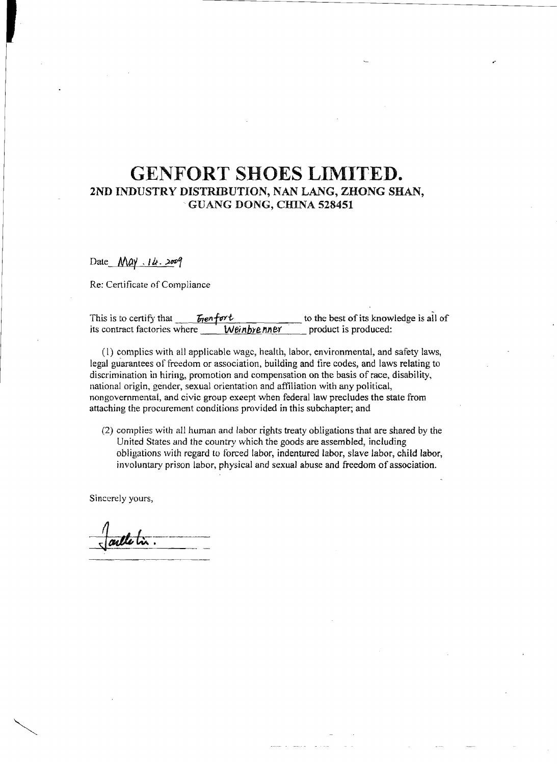# GENFORT SHOES LIMITED.

## 2ND INDUSTRY DISTRIBUTION, NAN LANG, ZHONG SHAN, GUANG DONG, CHINA 528451

Date May . 14. 2009

Re: Certificate of Compliance

This is to certify that Genfort to the best of its knowledge is all of its contract factories where Weinbrenner product is produced:

(1) complies with all applicable wage, health, labor, environmental, and safety laws, legal guarantees of freedom or association, building and fire codes, and laws relating to discrimination in hiring, promotion and compensation on the basis of race, disability, national origin, gender, sexual orientation and affiliation with any political, nongovernmental, and civic group except when federal law precludes the state from attaching the procurement conditions provided in this subchapter; and

(2) complies with all human and labor rights treaty obligations that are shared by the United States and the country which the goods are assembled, including obligations with regard to forced labor, indentured labor, slave labor, child labor, involuntary prison labor, physical and sexual abuse and freedom of association.

Sincerely yours,

Jaulle lin.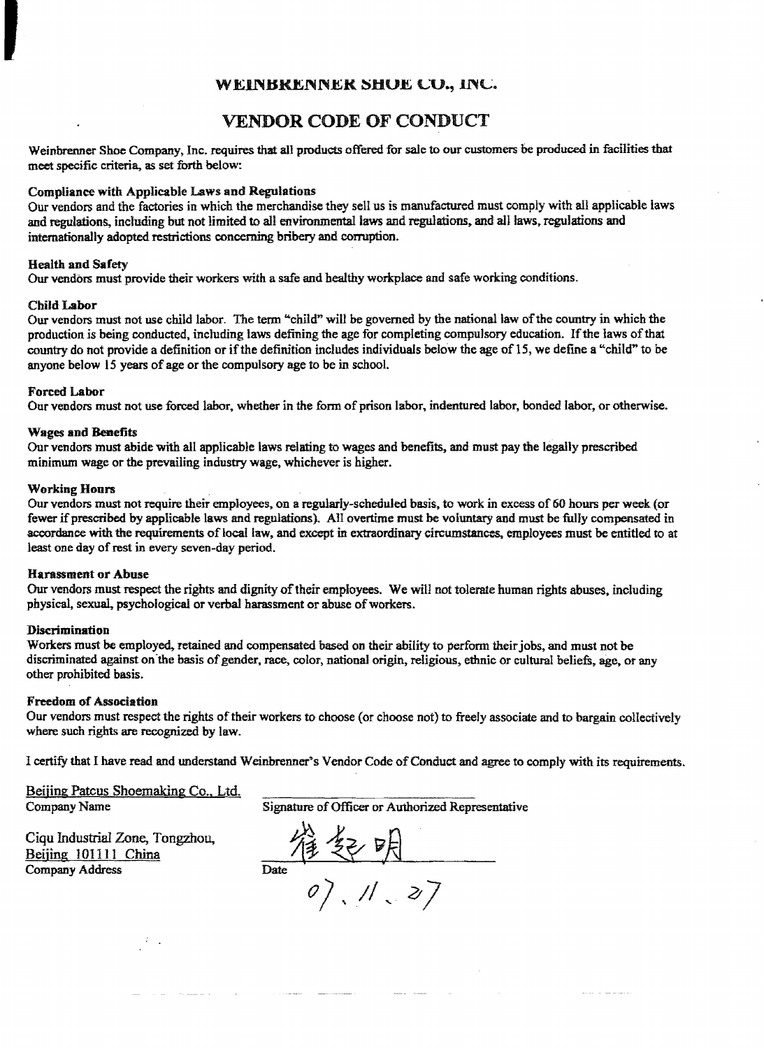# WEINBRENNER SHOE CO., INC.

## VENDOR CODE OF CONDUCT

Weinbrenner Shoe Company, Inc. requires that all products offered for sale to our customers be produced in facilities that meet specific criteria, as set forth below:

**Compliance with Applicable Laws and Regulations**
Our vendors and the factories in which the merchandise they sell us is manufactured must comply with all applicable laws and regulations, including but not limited to all environmental laws and regulations, and all laws, regulations and internationally adopted restrictions concerning bribery and corruption.

**Health and Safety**
Our vendors must provide their workers with a safe and healthy workplace and safe working conditions.

**Child Labor**
Our vendors must not use child labor. The term "child" will be governed by the national law of the country in which the production is being conducted, including laws defining the age for completing compulsory education. If the laws of that country do not provide a definition or if the definition includes individuals below the age of 15, we define a "child" to be anyone below 15 years of age or the compulsory age to be in school.

**Forced Labor**
Our vendors must not use forced labor, whether in the form of prison labor, indentured labor, bonded labor, or otherwise.

**Wages and Benefits**
Our vendors must abide with all applicable laws relating to wages and benefits, and must pay the legally prescribed minimum wage or the prevailing industry wage, whichever is higher.

**Working Hours**
Our vendors must not require their employees, on a regularly-scheduled basis, to work in excess of 60 hours per week (or fewer if prescribed by applicable laws and regulations). All overtime must be voluntary and must be fully compensated in accordance with the requirements of local law, and except in extraordinary circumstances, employees must be entitled to at least one day of rest in every seven-day period.

**Harassment or Abuse**
Our vendors must respect the rights and dignity of their employees. We will not tolerate human rights abuses, including physical, sexual, psychological or verbal harassment or abuse of workers.

**Discrimination**
Workers must be employed, retained and compensated based on their ability to perform their jobs, and must not be discriminated against on the basis of gender, race, color, national origin, religious, ethnic or cultural beliefs, age, or any other prohibited basis.

**Freedom of Association**
Our vendors must respect the rights of their workers to choose (or choose not) to freely associate and to bargain collectively where such rights are recognized by law.

I certify that I have read and understand Weinbrenner's Vendor Code of Conduct and agree to comply with its requirements.

Beijing Patcus Shoemaking Co., Ltd.
Company Name

Signature of Officer or Authorized Representative

Ciqu Industrial Zone, Tongzhou,
Beijing 101111 China
Company Address

崔起明
Date
07.11.27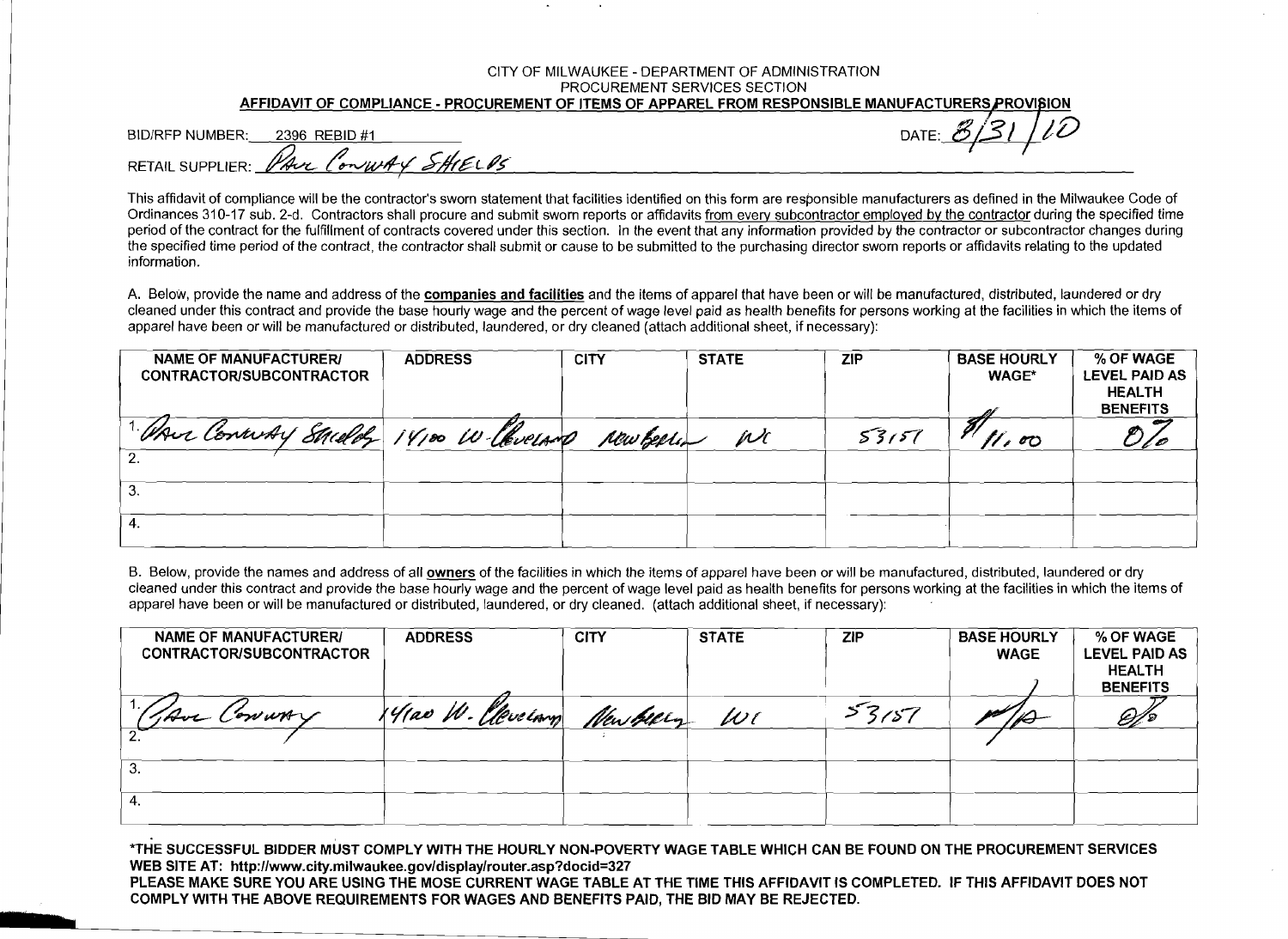CITY OF MILWAUKEE - DEPARTMENT OF ADMINISTRATION
PROCUREMENT SERVICES SECTION

**AFFIDAVIT OF COMPLIANCE - PROCUREMENT OF ITEMS OF APPAREL FROM RESPONSIBLE MANUFACTURERS PROVISION**

BID/RFP NUMBER: 2396 REBID #1

DATE: 8/31/10

RETAIL SUPPLIER: Paul Conway Shields

This affidavit of compliance will be the contractor's sworn statement that facilities identified on this form are responsible manufacturers as defined in the Milwaukee Code of Ordinances 310-17 sub. 2-d. Contractors shall procure and submit sworn reports or affidavits from every subcontractor employed by the contractor during the specified time period of the contract for the fulfillment of contracts covered under this section. In the event that any information provided by the contractor or subcontractor changes during the specified time period of the contract, the contractor shall submit or cause to be submitted to the purchasing director sworn reports or affidavits relating to the updated information.

A. Below, provide the name and address of the **companies and facilities** and the items of apparel that have been or will be manufactured, distributed, laundered or dry cleaned under this contract and provide the base hourly wage and the percent of wage level paid as health benefits for persons working at the facilities in which the items of apparel have been or will be manufactured or distributed, laundered, or dry cleaned (attach additional sheet, if necessary):

| NAME OF MANUFACTURER/ CONTRACTOR/SUBCONTRACTOR | ADDRESS | CITY | STATE | ZIP | BASE HOURLY WAGE* | % OF WAGE LEVEL PAID AS HEALTH BENEFITS |
|---|---|---|---|---|---|---|
| 1. Paul Conway Shields | 14100 W. Cleveland | New Berlin | WI | 53151 | $11.00 | 0% |
| 2. | | | | | | |
| 3. | | | | | | |
| 4. | | | | | | |

B. Below, provide the names and address of all **owners** of the facilities in which the items of apparel have been or will be manufactured, distributed, laundered or dry cleaned under this contract and provide the base hourly wage and the percent of wage level paid as health benefits for persons working at the facilities in which the items of apparel have been or will be manufactured or distributed, laundered, or dry cleaned. (attach additional sheet, if necessary):

| NAME OF MANUFACTURER/ CONTRACTOR/SUBCONTRACTOR | ADDRESS | CITY | STATE | ZIP | BASE HOURLY WAGE | % OF WAGE LEVEL PAID AS HEALTH BENEFITS |
|---|---|---|---|---|---|---|
| 1. Paul Conway | 14100 W. Cleveland | New Berlin | WI | 53151 | N/A | 0% |
| 2. | | | | | | |
| 3. | | | | | | |
| 4. | | | | | | |

**\*THE SUCCESSFUL BIDDER MUST COMPLY WITH THE HOURLY NON-POVERTY WAGE TABLE WHICH CAN BE FOUND ON THE PROCUREMENT SERVICES WEB SITE AT: http://www.city.milwaukee.gov/display/router.asp?docid=327**

**PLEASE MAKE SURE YOU ARE USING THE MOSE CURRENT WAGE TABLE AT THE TIME THIS AFFIDAVIT IS COMPLETED. IF THIS AFFIDAVIT DOES NOT COMPLY WITH THE ABOVE REQUIREMENTS FOR WAGES AND BENEFITS PAID, THE BID MAY BE REJECTED.**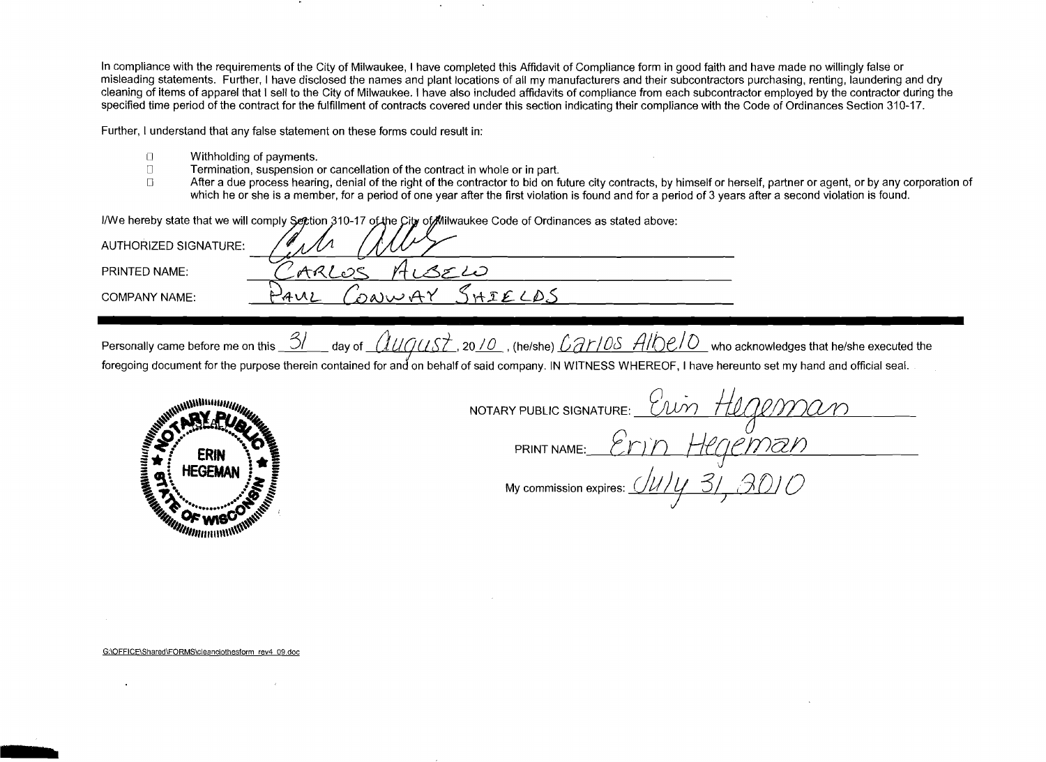In compliance with the requirements of the City of Milwaukee, I have completed this Affidavit of Compliance form in good faith and have made no willingly false or misleading statements. Further, I have disclosed the names and plant locations of all my manufacturers and their subcontractors purchasing, renting, laundering and dry cleaning of items of apparel that I sell to the City of Milwaukee. I have also included affidavits of compliance from each subcontractor employed by the contractor during the specified time period of the contract for the fulfillment of contracts covered under this section indicating their compliance with the Code of Ordinances Section 310-17.

Further, I understand that any false statement on these forms could result in:

- Withholding of payments.
- Termination, suspension or cancellation of the contract in whole or in part.
- After a due process hearing, denial of the right of the contractor to bid on future city contracts, by himself or herself, partner or agent, or by any corporation of which he or she is a member, for a period of one year after the first violation is found and for a period of 3 years after a second violation is found.

I/We hereby state that we will comply Section 310-17 of the City of Milwaukee Code of Ordinances as stated above:

AUTHORIZED SIGNATURE: [signature]

PRINTED NAME: CARLOS ALBELO

COMPANY NAME: PAUL CONWAY SHIELDS

---

Personally came before me on this 31 day of August, 2010, (he/she) Carlos Albelo who acknowledges that he/she executed the foregoing document for the purpose therein contained for and on behalf of said company. IN WITNESS WHEREOF, I have hereunto set my hand and official seal.

NOTARY PUBLIC · ERIN HEGEMAN · STATE OF WISCONSIN

NOTARY PUBLIC SIGNATURE: Erin Hegeman

PRINT NAME: Erin Hegeman

My commission expires: July 31, 2010

G:\OFFICE\Shared\FORMS\cleanclothesform rev4 09.doc